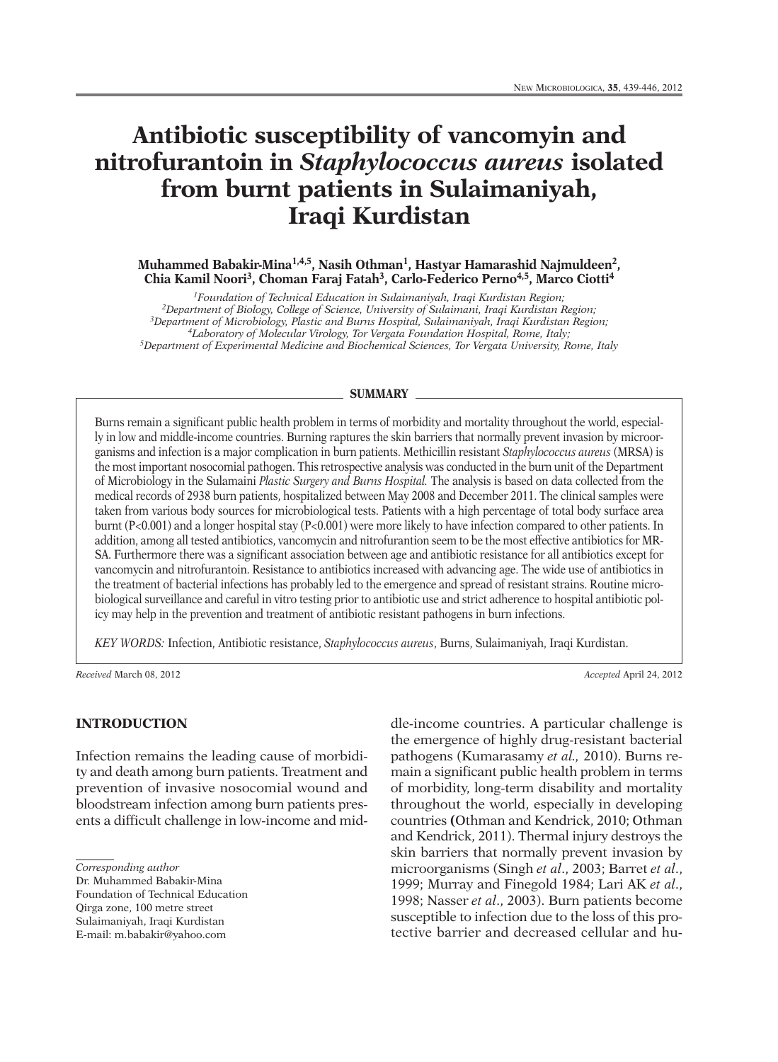# Antibiotic susceptibility of vancomyin and nitrofurantoin in *Staphylococcus aureus* isolated from burnt patients in Sulaimaniyah, Iraqi Kurdistan

**Muhammed Babakir-Mina[1,4,5], Nasih Othman[1], Hastyar Hamarashid Najmuldeen[2], Chia Kamil Noori[3], Choman Faraj Fatah[3], Carlo-Federico Perno[4,5], Marco Ciotti[4]**

[1]*Foundation of Technical Education in Sulaimaniyah, Iraqi Kurdistan Region;*
[2]*Department of Biology, College of Science, University of Sulaimani, Iraqi Kurdistan Region;*
[3]*Department of Microbiology, Plastic and Burns Hospital, Sulaimaniyah, Iraqi Kurdistan Region;*
[4]*Laboratory of Molecular Virology, Tor Vergata Foundation Hospital, Rome, Italy;*
[5]*Department of Experimental Medicine and Biochemical Sciences, Tor Vergata University, Rome, Italy*

## SUMMARY

Burns remain a significant public health problem in terms of morbidity and mortality throughout the world, especially in low and middle-income countries. Burning raptures the skin barriers that normally prevent invasion by microorganisms and infection is a major complication in burn patients. Methicillin resistant *Staphylococcus aureus* (MRSA) is the most important nosocomial pathogen. This retrospective analysis was conducted in the burn unit of the Department of Microbiology in the Sulamaini *Plastic Surgery and Burns Hospital.* The analysis is based on data collected from the medical records of 2938 burn patients, hospitalized between May 2008 and December 2011. The clinical samples were taken from various body sources for microbiological tests. Patients with a high percentage of total body surface area burnt ($P<0.001$) and a longer hospital stay ($P<0.001$) were more likely to have infection compared to other patients. In addition, among all tested antibiotics, vancomycin and nitrofurantion seem to be the most effective antibiotics for MRSA. Furthermore there was a significant association between age and antibiotic resistance for all antibiotics except for vancomycin and nitrofurantoin. Resistance to antibiotics increased with advancing age. The wide use of antibiotics in the treatment of bacterial infections has probably led to the emergence and spread of resistant strains. Routine microbiological surveillance and careful in vitro testing prior to antibiotic use and strict adherence to hospital antibiotic policy may help in the prevention and treatment of antibiotic resistant pathogens in burn infections.

*KEY WORDS:* Infection, Antibiotic resistance, *Staphylococcus aureus*, Burns, Sulaimaniyah, Iraqi Kurdistan.

*Received* March 08, 2012 *Accepted* April 24, 2012

## INTRODUCTION

Infection remains the leading cause of morbidity and death among burn patients. Treatment and prevention of invasive nosocomial wound and bloodstream infection among burn patients presents a difficult challenge in low-income and middle-income countries. A particular challenge is the emergence of highly drug-resistant bacterial pathogens (Kumarasamy *et al.,* 2010). Burns remain a significant public health problem in terms of morbidity, long-term disability and mortality throughout the world, especially in developing countries **(**Othman and Kendrick, 2010; Othman and Kendrick, 2011). Thermal injury destroys the skin barriers that normally prevent invasion by microorganisms (Singh *et al*., 2003; Barret *et al*., 1999; Murray and Finegold 1984; Lari AK *et al*., 1998; Nasser *et al*., 2003). Burn patients become susceptible to infection due to the loss of this protective barrier and decreased cellular and hu-

*Corresponding author*
Dr. Muhammed Babakir-Mina
Foundation of Technical Education
Qirga zone, 100 metre street
Sulaimaniyah, Iraqi Kurdistan
E-mail: m.babakir@yahoo.com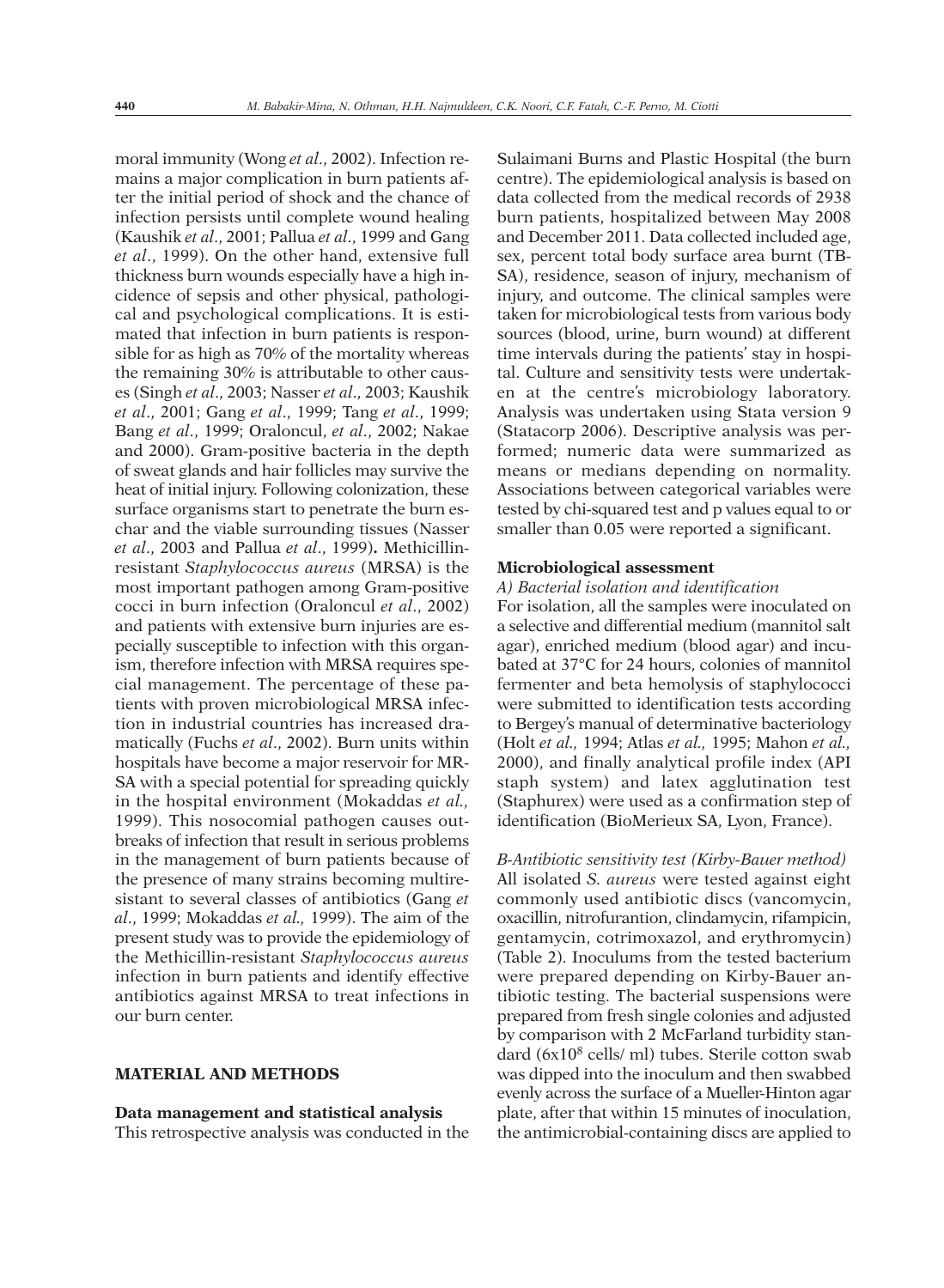moral immunity (Wong *et al*., 2002). Infection remains a major complication in burn patients after the initial period of shock and the chance of infection persists until complete wound healing (Kaushik *et al*., 2001; Pallua *et al*., 1999 and Gang *et al*., 1999). On the other hand, extensive full thickness burn wounds especially have a high incidence of sepsis and other physical, pathological and psychological complications. It is estimated that infection in burn patients is responsible for as high as 70% of the mortality whereas the remaining 30% is attributable to other causes (Singh *et al*., 2003; Nasser *et al*., 2003; Kaushik *et al*., 2001; Gang *et al*., 1999; Tang *et al*., 1999; Bang *et al*., 1999; Oraloncul, *et al*., 2002; Nakae and 2000). Gram-positive bacteria in the depth of sweat glands and hair follicles may survive the heat of initial injury. Following colonization, these surface organisms start to penetrate the burn eschar and the viable surrounding tissues (Nasser *et al*., 2003 and Pallua *et al*., 1999). Methicillin-resistant *Staphylococcus aureus* (MRSA) is the most important pathogen among Gram-positive cocci in burn infection (Oraloncul *et al*., 2002) and patients with extensive burn injuries are especially susceptible to infection with this organism, therefore infection with MRSA requires special management. The percentage of these patients with proven microbiological MRSA infection in industrial countries has increased dramatically (Fuchs *et al*., 2002). Burn units within hospitals have become a major reservoir for MRSA with a special potential for spreading quickly in the hospital environment (Mokaddas *et al.,* 1999). This nosocomial pathogen causes outbreaks of infection that result in serious problems in the management of burn patients because of the presence of many strains becoming multiresistant to several classes of antibiotics (Gang *et al*., 1999; Mokaddas *et al.,* 1999). The aim of the present study was to provide the epidemiology of the Methicillin-resistant *Staphylococcus aureus* infection in burn patients and identify effective antibiotics against MRSA to treat infections in our burn center.

## MATERIAL AND METHODS

### Data management and statistical analysis

This retrospective analysis was conducted in the Sulaimani Burns and Plastic Hospital (the burn centre). The epidemiological analysis is based on data collected from the medical records of 2938 burn patients, hospitalized between May 2008 and December 2011. Data collected included age, sex, percent total body surface area burnt (TBSA), residence, season of injury, mechanism of injury, and outcome. The clinical samples were taken for microbiological tests from various body sources (blood, urine, burn wound) at different time intervals during the patients' stay in hospital. Culture and sensitivity tests were undertaken at the centre's microbiology laboratory. Analysis was undertaken using Stata version 9 (Statacorp 2006). Descriptive analysis was performed; numeric data were summarized as means or medians depending on normality. Associations between categorical variables were tested by chi-squared test and p values equal to or smaller than 0.05 were reported a significant.

### Microbiological assessment

*A) Bacterial isolation and identification*

For isolation, all the samples were inoculated on a selective and differential medium (mannitol salt agar), enriched medium (blood agar) and incubated at 37°C for 24 hours, colonies of mannitol fermenter and beta hemolysis of staphylococci were submitted to identification tests according to Bergey's manual of determinative bacteriology (Holt *et al.,* 1994; Atlas *et al.,* 1995; Mahon *et al.,* 2000), and finally analytical profile index (API staph system) and latex agglutination test (Staphurex) were used as a confirmation step of identification (BioMerieux SA, Lyon, France).

*B-Antibiotic sensitivity test (Kirby-Bauer method)*

All isolated *S. aureus* were tested against eight commonly used antibiotic discs (vancomycin, oxacillin, nitrofurantion, clindamycin, rifampicin, gentamycin, cotrimoxazol, and erythromycin) (Table 2). Inoculums from the tested bacterium were prepared depending on Kirby-Bauer antibiotic testing. The bacterial suspensions were prepared from fresh single colonies and adjusted by comparison with 2 McFarland turbidity standard ($6x10^8$ cells/ ml) tubes. Sterile cotton swab was dipped into the inoculum and then swabbed evenly across the surface of a Mueller-Hinton agar plate, after that within 15 minutes of inoculation, the antimicrobial-containing discs are applied to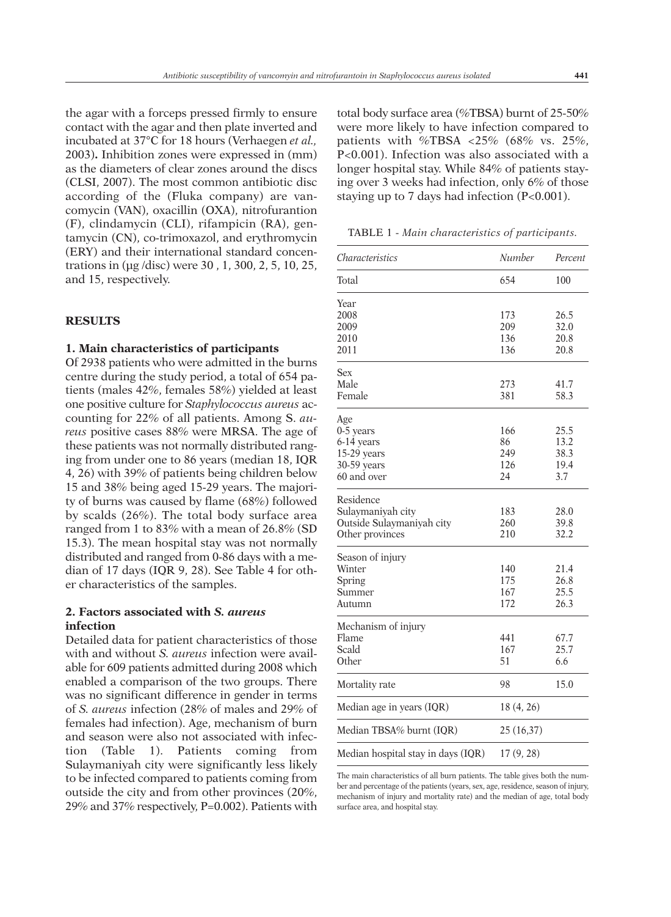the agar with a forceps pressed firmly to ensure contact with the agar and then plate inverted and incubated at 37°C for 18 hours (Verhaegen *et al.,* 2003)**.** Inhibition zones were expressed in (mm) as the diameters of clear zones around the discs (CLSI, 2007). The most common antibiotic disc according of the (Fluka company) are vancomycin (VAN), oxacillin (OXA), nitrofurantion (F), clindamycin (CLI), rifampicin (RA), gentamycin (CN), co-trimoxazol, and erythromycin (ERY) and their international standard concentrations in (µg /disc) were 30 , 1, 300, 2, 5, 10, 25, and 15, respectively.

## RESULTS

### 1. Main characteristics of participants

Of 2938 patients who were admitted in the burns centre during the study period, a total of 654 patients (males 42%, females 58%) yielded at least one positive culture for *Staphylococcus aureus* accounting for 22% of all patients. Among S. *aureus* positive cases 88% were MRSA. The age of these patients was not normally distributed ranging from under one to 86 years (median 18, IQR 4, 26) with 39% of patients being children below 15 and 38% being aged 15-29 years. The majority of burns was caused by flame (68%) followed by scalds (26%). The total body surface area ranged from 1 to 83% with a mean of 26.8% (SD 15.3). The mean hospital stay was not normally distributed and ranged from 0-86 days with a median of 17 days (IQR 9, 28). See Table 4 for other characteristics of the samples.

### 2. Factors associated with *S. aureus* infection

Detailed data for patient characteristics of those with and without *S. aureus* infection were available for 609 patients admitted during 2008 which enabled a comparison of the two groups. There was no significant difference in gender in terms of *S. aureus* infection (28% of males and 29% of females had infection). Age, mechanism of burn and season were also not associated with infection (Table 1). Patients coming from Sulaymaniyah city were significantly less likely to be infected compared to patients coming from outside the city and from other provinces (20%, 29% and 37% respectively, P=0.002). Patients with total body surface area (%TBSA) burnt of 25-50% were more likely to have infection compared to patients with %TBSA <25% (68% vs. 25%, P<0.001). Infection was also associated with a longer hospital stay. While 84% of patients staying over 3 weeks had infection, only 6% of those staying up to 7 days had infection (P<0.001).

TABLE 1 - *Main characteristics of participants.*

| *Characteristics* | *Number* | *Percent* |
|---|---|---|
| Total | 654 | 100 |
| Year | | |
| 2008 | 173 | 26.5 |
| 2009 | 209 | 32.0 |
| 2010 | 136 | 20.8 |
| 2011 | 136 | 20.8 |
| Sex | | |
| Male | 273 | 41.7 |
| Female | 381 | 58.3 |
| Age | | |
| 0-5 years | 166 | 25.5 |
| 6-14 years | 86 | 13.2 |
| 15-29 years | 249 | 38.3 |
| 30-59 years | 126 | 19.4 |
| 60 and over | 24 | 3.7 |
| Residence | | |
| Sulaymaniyah city | 183 | 28.0 |
| Outside Sulaymaniyah city | 260 | 39.8 |
| Other provinces | 210 | 32.2 |
| Season of injury | | |
| Winter | 140 | 21.4 |
| Spring | 175 | 26.8 |
| Summer | 167 | 25.5 |
| Autumn | 172 | 26.3 |
| Mechanism of injury | | |
| Flame | 441 | 67.7 |
| Scald | 167 | 25.7 |
| Other | 51 | 6.6 |
| Mortality rate | 98 | 15.0 |
| Median age in years (IQR) | 18 (4, 26) | |
| Median TBSA% burnt (IQR) | 25 (16,37) | |
| Median hospital stay in days (IQR) | 17 (9, 28) | |

The main characteristics of all burn patients. The table gives both the number and percentage of the patients (years, sex, age, residence, season of injury, mechanism of injury and mortality rate) and the median of age, total body surface area, and hospital stay.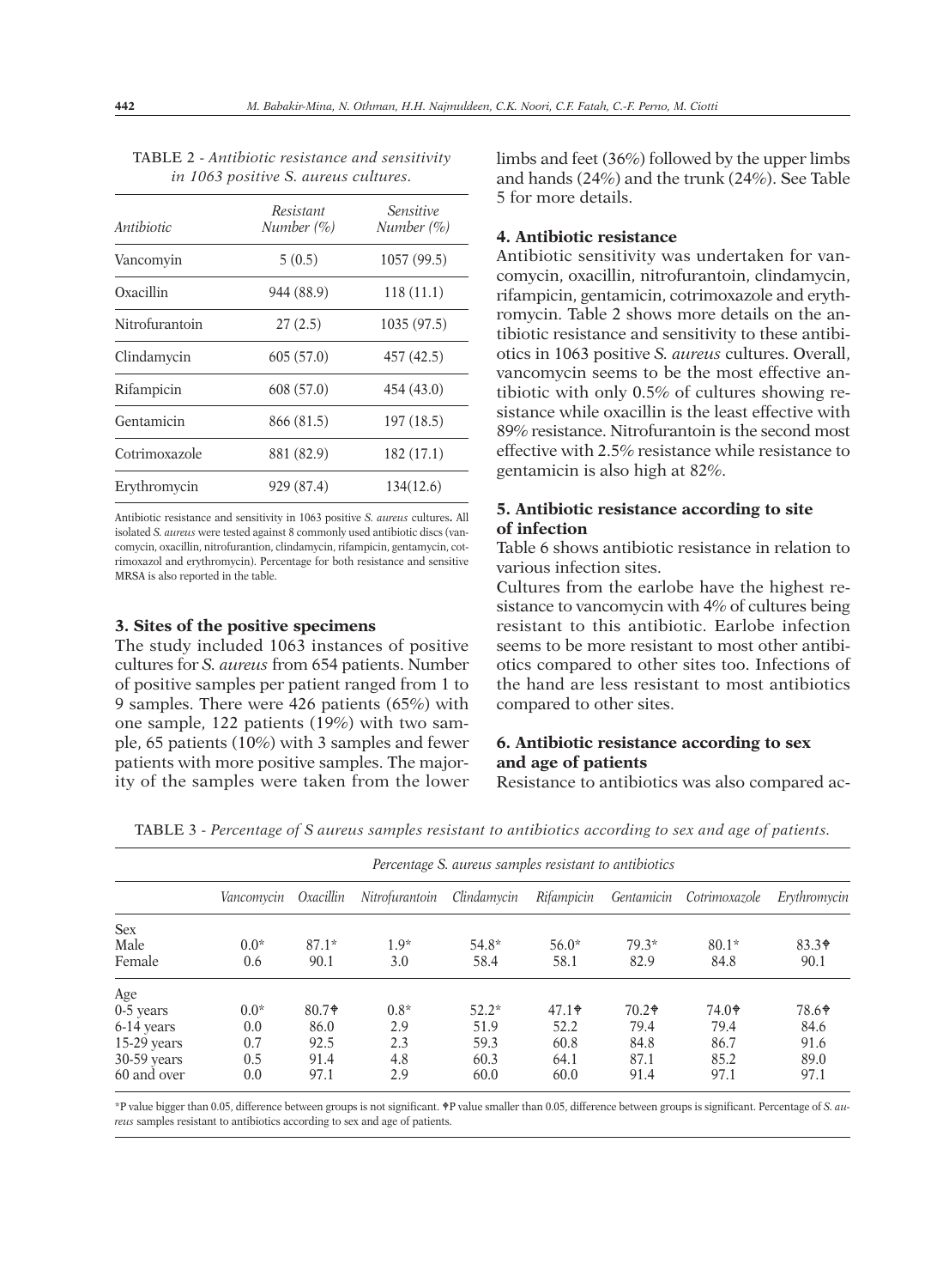TABLE 2 - *Antibiotic resistance and sensitivity in 1063 positive S. aureus cultures.*

| *Antibiotic* | *Resistant Number (%)* | *Sensitive Number (%)* |
|---|---|---|
| Vancomyin | 5 (0.5) | 1057 (99.5) |
| Oxacillin | 944 (88.9) | 118 (11.1) |
| Nitrofurantoin | 27 (2.5) | 1035 (97.5) |
| Clindamycin | 605 (57.0) | 457 (42.5) |
| Rifampicin | 608 (57.0) | 454 (43.0) |
| Gentamicin | 866 (81.5) | 197 (18.5) |
| Cotrimoxazole | 881 (82.9) | 182 (17.1) |
| Erythromycin | 929 (87.4) | 134(12.6) |

Antibiotic resistance and sensitivity in 1063 positive *S. aureus* cultures**.** All isolated *S. aureus* were tested against 8 commonly used antibiotic discs (vancomycin, oxacillin, nitrofurantion, clindamycin, rifampicin, gentamycin, cotrimoxazol and erythromycin). Percentage for both resistance and sensitive MRSA is also reported in the table.

### 3. Sites of the positive specimens

The study included 1063 instances of positive cultures for *S. aureus* from 654 patients. Number of positive samples per patient ranged from 1 to 9 samples. There were 426 patients (65%) with one sample, 122 patients (19%) with two sample, 65 patients (10%) with 3 samples and fewer patients with more positive samples. The majority of the samples were taken from the lower limbs and feet (36%) followed by the upper limbs and hands (24%) and the trunk (24%). See Table 5 for more details.

### 4. Antibiotic resistance

Antibiotic sensitivity was undertaken for vancomycin, oxacillin, nitrofurantoin, clindamycin, rifampicin, gentamicin, cotrimoxazole and erythromycin. Table 2 shows more details on the antibiotic resistance and sensitivity to these antibiotics in 1063 positive *S. aureus* cultures. Overall, vancomycin seems to be the most effective antibiotic with only 0.5% of cultures showing resistance while oxacillin is the least effective with 89% resistance. Nitrofurantoin is the second most effective with 2.5% resistance while resistance to gentamicin is also high at 82%.

### 5. Antibiotic resistance according to site of infection

Table 6 shows antibiotic resistance in relation to various infection sites.

Cultures from the earlobe have the highest resistance to vancomycin with 4% of cultures being resistant to this antibiotic. Earlobe infection seems to be more resistant to most other antibiotics compared to other sites too. Infections of the hand are less resistant to most antibiotics compared to other sites.

### 6. Antibiotic resistance according to sex and age of patients

Resistance to antibiotics was also compared ac-

TABLE 3 - *Percentage of S aureus samples resistant to antibiotics according to sex and age of patients.*

| | *Percentage S. aureus samples resistant to antibiotics* | | | | | | | |
|---|---|---|---|---|---|---|---|---|
| | *Vancomycin* | *Oxacillin* | *Nitrofurantoin* | *Clindamycin* | *Rifampicin* | *Gentamicin* | *Cotrimoxazole* | *Erythromycin* |
| Sex | | | | | | | | |
| Male | 0.0* | 87.1* | 1.9* | 54.8* | 56.0* | 79.3* | 80.1* | 83.3✝ |
| Female | 0.6 | 90.1 | 3.0 | 58.4 | 58.1 | 82.9 | 84.8 | 90.1 |
| Age | | | | | | | | |
| 0-5 years | 0.0* | 80.7✝ | 0.8* | 52.2* | 47.1✝ | 70.2✝ | 74.0✝ | 78.6✝ |
| 6-14 years | 0.0 | 86.0 | 2.9 | 51.9 | 52.2 | 79.4 | 79.4 | 84.6 |
| 15-29 years | 0.7 | 92.5 | 2.3 | 59.3 | 60.8 | 84.8 | 86.7 | 91.6 |
| 30-59 years | 0.5 | 91.4 | 4.8 | 60.3 | 64.1 | 87.1 | 85.2 | 89.0 |
| 60 and over | 0.0 | 97.1 | 2.9 | 60.0 | 60.0 | 91.4 | 97.1 | 97.1 |

*P value bigger than 0.05, difference between groups is not significant. ✝P value smaller than 0.05, difference between groups is significant. Percentage of *S. aureus* samples resistant to antibiotics according to sex and age of patients.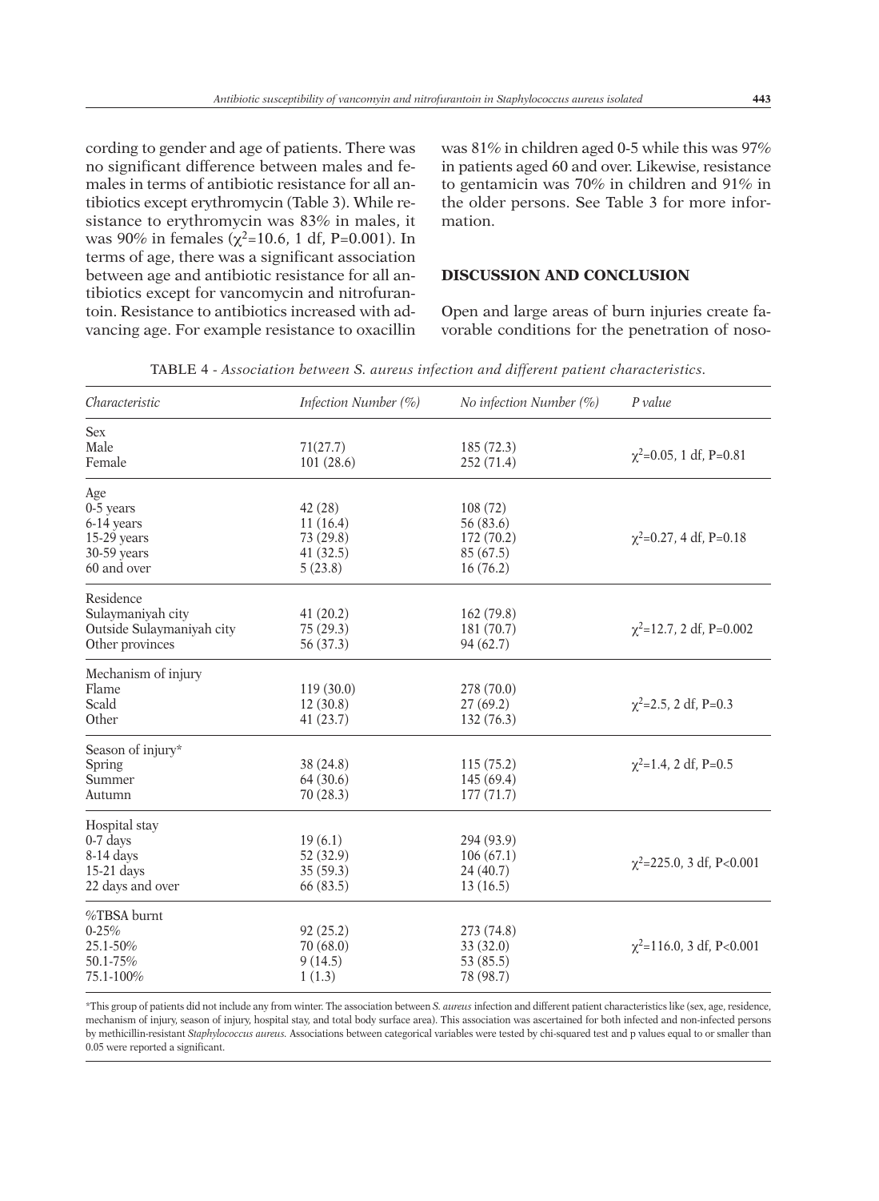cording to gender and age of patients. There was no significant difference between males and females in terms of antibiotic resistance for all antibiotics except erythromycin (Table 3). While resistance to erythromycin was 83% in males, it was 90% in females ($\chi^2$=10.6, 1 df, P=0.001). In terms of age, there was a significant association between age and antibiotic resistance for all antibiotics except for vancomycin and nitrofurantoin. Resistance to antibiotics increased with advancing age. For example resistance to oxacillin was 81% in children aged 0-5 while this was 97% in patients aged 60 and over. Likewise, resistance to gentamicin was 70% in children and 91% in the older persons. See Table 3 for more information.

## DISCUSSION AND CONCLUSION

Open and large areas of burn injuries create favorable conditions for the penetration of noso-

TABLE 4 - *Association between S. aureus infection and different patient characteristics.*

| *Characteristic* | *Infection Number (%)* | *No infection Number (%)* | *P value* |
|---|---|---|---|
| Sex | | | |
| Male | 71(27.7) | 185 (72.3) | $\chi^2$=0.05, 1 df, P=0.81 |
| Female | 101 (28.6) | 252 (71.4) | |
| Age | | | |
| 0-5 years | 42 (28) | 108 (72) | $\chi^2$=0.27, 4 df, P=0.18 |
| 6-14 years | 11 (16.4) | 56 (83.6) | |
| 15-29 years | 73 (29.8) | 172 (70.2) | |
| 30-59 years | 41 (32.5) | 85 (67.5) | |
| 60 and over | 5 (23.8) | 16 (76.2) | |
| Residence | | | |
| Sulaymaniyah city | 41 (20.2) | 162 (79.8) | $\chi^2$=12.7, 2 df, P=0.002 |
| Outside Sulaymaniyah city | 75 (29.3) | 181 (70.7) | |
| Other provinces | 56 (37.3) | 94 (62.7) | |
| Mechanism of injury | | | |
| Flame | 119 (30.0) | 278 (70.0) | $\chi^2$=2.5, 2 df, P=0.3 |
| Scald | 12 (30.8) | 27 (69.2) | |
| Other | 41 (23.7) | 132 (76.3) | |
| Season of injury* | | | |
| Spring | 38 (24.8) | 115 (75.2) | $\chi^2$=1.4, 2 df, P=0.5 |
| Summer | 64 (30.6) | 145 (69.4) | |
| Autumn | 70 (28.3) | 177 (71.7) | |
| Hospital stay | | | |
| 0-7 days | 19 (6.1) | 294 (93.9) | $\chi^2$=225.0, 3 df, P<0.001 |
| 8-14 days | 52 (32.9) | 106 (67.1) | |
| 15-21 days | 35 (59.3) | 24 (40.7) | |
| 22 days and over | 66 (83.5) | 13 (16.5) | |
| %TBSA burnt | | | |
| 0-25% | 92 (25.2) | 273 (74.8) | $\chi^2$=116.0, 3 df, P<0.001 |
| 25.1-50% | 70 (68.0) | 33 (32.0) | |
| 50.1-75% | 9 (14.5) | 53 (85.5) | |
| 75.1-100% | 1 (1.3) | 78 (98.7) | |

*This group of patients did not include any from winter. The association between *S. aureus* infection and different patient characteristics like (sex, age, residence, mechanism of injury, season of injury, hospital stay, and total body surface area). This association was ascertained for both infected and non-infected persons by methicillin-resistant *Staphylococcus aureus.* Associations between categorical variables were tested by chi-squared test and p values equal to or smaller than 0.05 were reported a significant.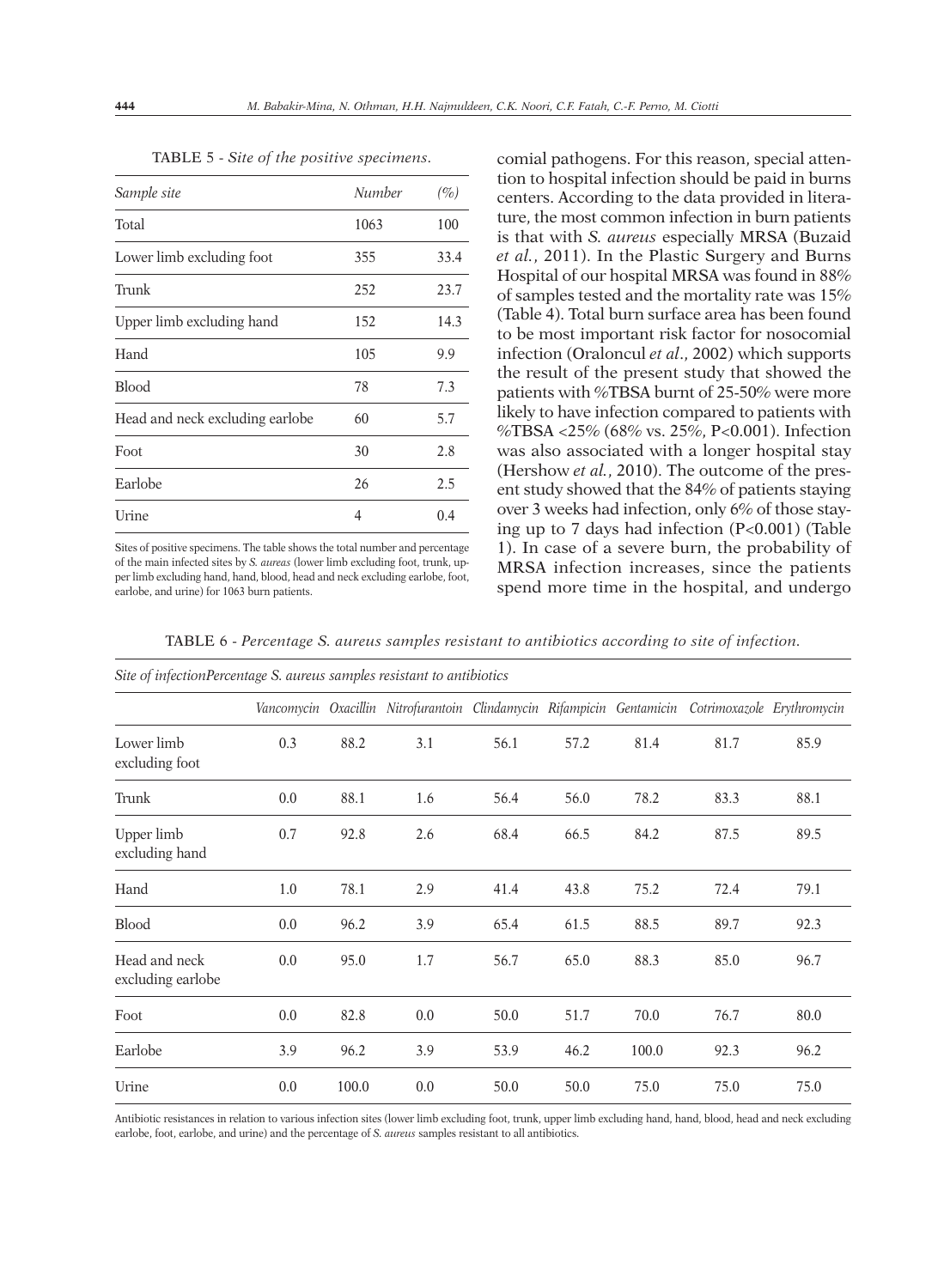TABLE 5 - *Site of the positive specimens.*

| *Sample site* | *Number* | *(%)* |
|---|---|---|
| Total | 1063 | 100 |
| Lower limb excluding foot | 355 | 33.4 |
| Trunk | 252 | 23.7 |
| Upper limb excluding hand | 152 | 14.3 |
| Hand | 105 | 9.9 |
| Blood | 78 | 7.3 |
| Head and neck excluding earlobe | 60 | 5.7 |
| Foot | 30 | 2.8 |
| Earlobe | 26 | 2.5 |
| Urine | 4 | 0.4 |

Sites of positive specimens. The table shows the total number and percentage of the main infected sites by *S. aureas* (lower limb excluding foot, trunk, upper limb excluding hand, hand, blood, head and neck excluding earlobe, foot, earlobe, and urine) for 1063 burn patients.

comial pathogens. For this reason, special attention to hospital infection should be paid in burns centers. According to the data provided in literature, the most common infection in burn patients is that with *S. aureus* especially MRSA (Buzaid *et al.*, 2011). In the Plastic Surgery and Burns Hospital of our hospital MRSA was found in 88% of samples tested and the mortality rate was 15% (Table 4). Total burn surface area has been found to be most important risk factor for nosocomial infection (Oraloncul *et al*., 2002) which supports the result of the present study that showed the patients with %TBSA burnt of 25-50% were more likely to have infection compared to patients with %TBSA <25% (68% vs. 25%, P<0.001). Infection was also associated with a longer hospital stay (Hershow *et al.*, 2010). The outcome of the present study showed that the 84% of patients staying over 3 weeks had infection, only 6% of those staying up to 7 days had infection (P<0.001) (Table 1). In case of a severe burn, the probability of MRSA infection increases, since the patients spend more time in the hospital, and undergo

TABLE 6 - *Percentage S. aureus samples resistant to antibiotics according to site of infection.*

| *Site of infection* | *Vancomycin* | *Oxacillin* | *Nitrofurantoin* | *Clindamycin* | *Rifampicin* | *Gentamicin* | *Cotrimoxazole* | *Erythromycin* |
|---|---|---|---|---|---|---|---|---|
| | *Percentage S. aureus samples resistant to antibiotics* | | | | | | | |
| Lower limb excluding foot | 0.3 | 88.2 | 3.1 | 56.1 | 57.2 | 81.4 | 81.7 | 85.9 |
| Trunk | 0.0 | 88.1 | 1.6 | 56.4 | 56.0 | 78.2 | 83.3 | 88.1 |
| Upper limb excluding hand | 0.7 | 92.8 | 2.6 | 68.4 | 66.5 | 84.2 | 87.5 | 89.5 |
| Hand | 1.0 | 78.1 | 2.9 | 41.4 | 43.8 | 75.2 | 72.4 | 79.1 |
| Blood | 0.0 | 96.2 | 3.9 | 65.4 | 61.5 | 88.5 | 89.7 | 92.3 |
| Head and neck excluding earlobe | 0.0 | 95.0 | 1.7 | 56.7 | 65.0 | 88.3 | 85.0 | 96.7 |
| Foot | 0.0 | 82.8 | 0.0 | 50.0 | 51.7 | 70.0 | 76.7 | 80.0 |
| Earlobe | 3.9 | 96.2 | 3.9 | 53.9 | 46.2 | 100.0 | 92.3 | 96.2 |
| Urine | 0.0 | 100.0 | 0.0 | 50.0 | 50.0 | 75.0 | 75.0 | 75.0 |

Antibiotic resistances in relation to various infection sites (lower limb excluding foot, trunk, upper limb excluding hand, hand, blood, head and neck excluding earlobe, foot, earlobe, and urine) and the percentage of *S. aureus* samples resistant to all antibiotics.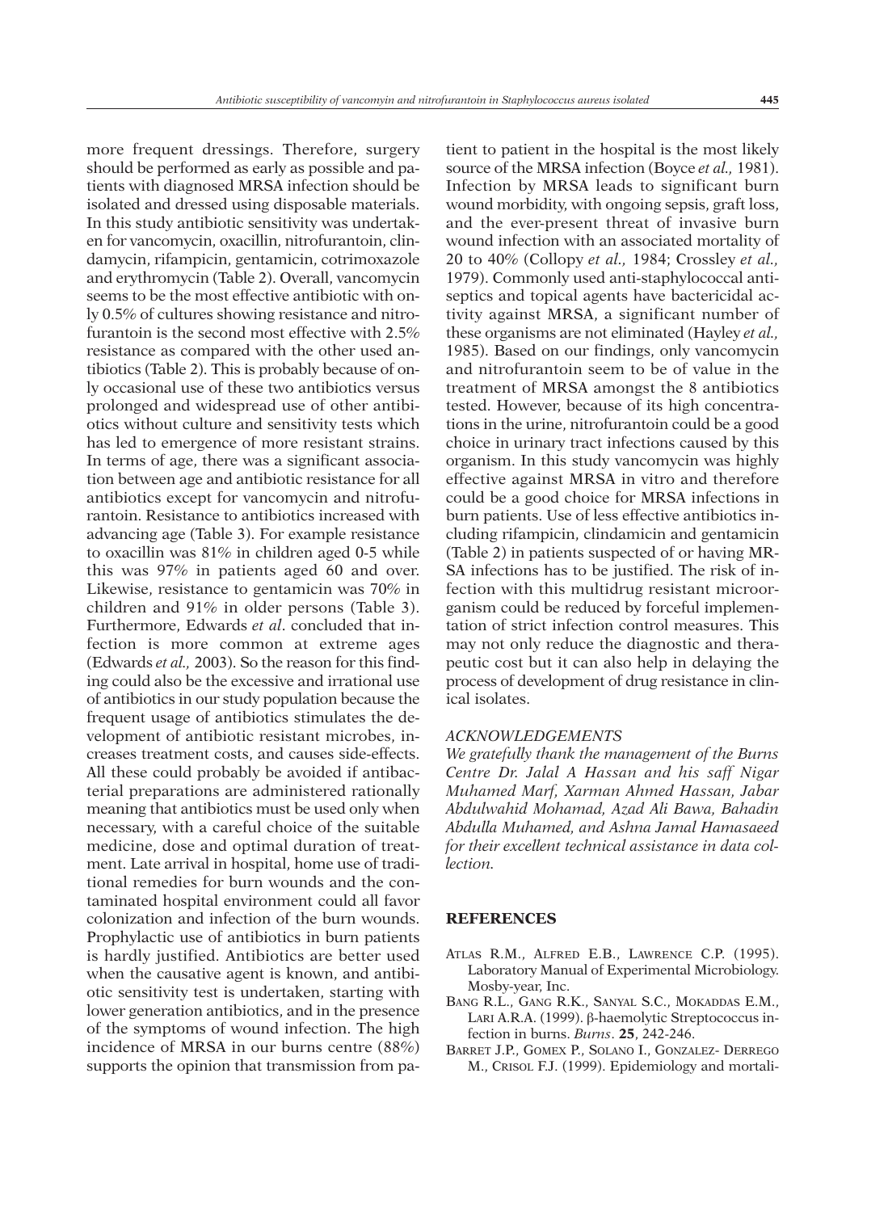more frequent dressings. Therefore, surgery should be performed as early as possible and patients with diagnosed MRSA infection should be isolated and dressed using disposable materials. In this study antibiotic sensitivity was undertaken for vancomycin, oxacillin, nitrofurantoin, clindamycin, rifampicin, gentamicin, cotrimoxazole and erythromycin (Table 2). Overall, vancomycin seems to be the most effective antibiotic with only 0.5% of cultures showing resistance and nitrofurantoin is the second most effective with 2.5% resistance as compared with the other used antibiotics (Table 2). This is probably because of only occasional use of these two antibiotics versus prolonged and widespread use of other antibiotics without culture and sensitivity tests which has led to emergence of more resistant strains. In terms of age, there was a significant association between age and antibiotic resistance for all antibiotics except for vancomycin and nitrofurantoin. Resistance to antibiotics increased with advancing age (Table 3). For example resistance to oxacillin was 81% in children aged 0-5 while this was 97% in patients aged 60 and over. Likewise, resistance to gentamicin was 70% in children and 91% in older persons (Table 3). Furthermore, Edwards *et al*. concluded that infection is more common at extreme ages (Edwards *et al.,* 2003). So the reason for this finding could also be the excessive and irrational use of antibiotics in our study population because the frequent usage of antibiotics stimulates the development of antibiotic resistant microbes, increases treatment costs, and causes side-effects. All these could probably be avoided if antibacterial preparations are administered rationally meaning that antibiotics must be used only when necessary, with a careful choice of the suitable medicine, dose and optimal duration of treatment. Late arrival in hospital, home use of traditional remedies for burn wounds and the contaminated hospital environment could all favor colonization and infection of the burn wounds. Prophylactic use of antibiotics in burn patients is hardly justified. Antibiotics are better used when the causative agent is known, and antibiotic sensitivity test is undertaken, starting with lower generation antibiotics, and in the presence of the symptoms of wound infection. The high incidence of MRSA in our burns centre (88%) supports the opinion that transmission from patient to patient in the hospital is the most likely source of the MRSA infection (Boyce *et al.,* 1981). Infection by MRSA leads to significant burn wound morbidity, with ongoing sepsis, graft loss, and the ever-present threat of invasive burn wound infection with an associated mortality of 20 to 40% (Collopy *et al.,* 1984; Crossley *et al.,* 1979). Commonly used anti-staphylococcal antiseptics and topical agents have bactericidal activity against MRSA, a significant number of these organisms are not eliminated (Hayley *et al.,* 1985). Based on our findings, only vancomycin and nitrofurantoin seem to be of value in the treatment of MRSA amongst the 8 antibiotics tested. However, because of its high concentrations in the urine, nitrofurantoin could be a good choice in urinary tract infections caused by this organism. In this study vancomycin was highly effective against MRSA in vitro and therefore could be a good choice for MRSA infections in burn patients. Use of less effective antibiotics including rifampicin, clindamicin and gentamicin (Table 2) in patients suspected of or having MRSA infections has to be justified. The risk of infection with this multidrug resistant microorganism could be reduced by forceful implementation of strict infection control measures. This may not only reduce the diagnostic and therapeutic cost but it can also help in delaying the process of development of drug resistance in clinical isolates.

### *ACKNOWLEDGEMENTS*

*We gratefully thank the management of the Burns Centre Dr. Jalal A Hassan and his saff Nigar Muhamed Marf, Xarman Ahmed Hassan, Jabar Abdulwahid Mohamad, Azad Ali Bawa, Bahadin Abdulla Muhamed, and Ashna Jamal Hamasaeed for their excellent technical assistance in data collection.*

## REFERENCES

ATLAS R.M., ALFRED E.B., LAWRENCE C.P. (1995). Laboratory Manual of Experimental Microbiology. Mosby-year, Inc.

BANG R.L., GANG R.K., SANYAL S.C., MOKADDAS E.M., LARI A.R.A. (1999). β-haemolytic Streptococcus infection in burns. *Burns*. **25**, 242-246.

BARRET J.P., GOMEX P., SOLANO I., GONZALEZ- DERREGO M., CRISOL F.J. (1999). Epidemiology and mortali-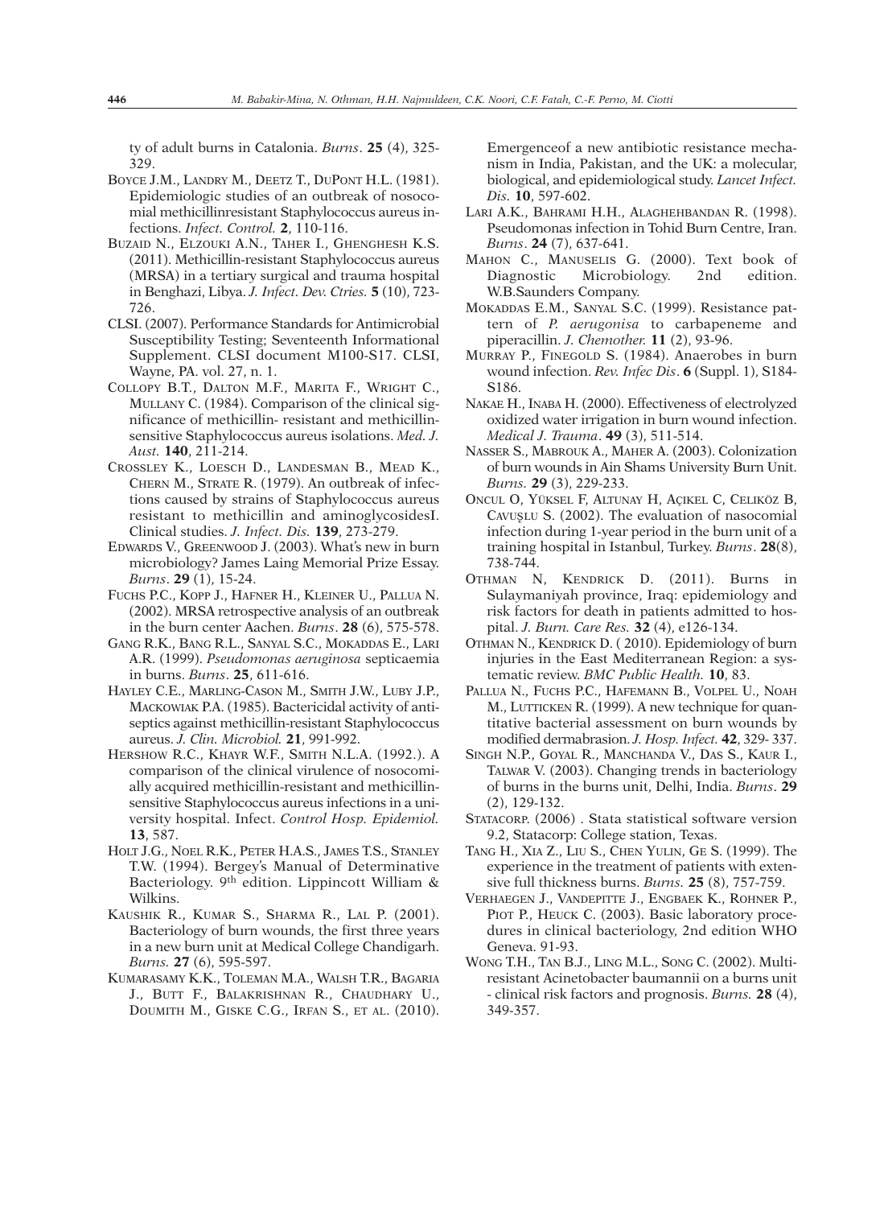ty of adult burns in Catalonia. *Burns*. **25** (4), 325-329.

BOYCE J.M., LANDRY M., DEETZ T., DUPONT H.L. (1981). Epidemiologic studies of an outbreak of nosocomial methicillinresistant Staphylococcus aureus infections. *Infect. Control.* **2**, 110-116.

BUZAID N., ELZOUKI A.N., TAHER I., GHENGHESH K.S. (2011). Methicillin-resistant Staphylococcus aureus (MRSA) in a tertiary surgical and trauma hospital in Benghazi, Libya. *J. Infect. Dev. Ctries.* **5** (10), 723-726.

CLSI. (2007). Performance Standards for Antimicrobial Susceptibility Testing; Seventeenth Informational Supplement. CLSI document M100-S17. CLSI, Wayne, PA. vol. 27, n. 1.

COLLOPY B.T., DALTON M.F., MARITA F., WRIGHT C., MULLANY C. (1984). Comparison of the clinical significance of methicillin- resistant and methicillin-sensitive Staphylococcus aureus isolations. *Med. J. Aust.* **140**, 211-214.

CROSSLEY K., LOESCH D., LANDESMAN B., MEAD K., CHERN M., STRATE R. (1979). An outbreak of infections caused by strains of Staphylococcus aureus resistant to methicillin and aminoglycosidesI. Clinical studies. *J. Infect. Dis.* **139**, 273-279.

EDWARDS V., GREENWOOD J. (2003). What's new in burn microbiology? James Laing Memorial Prize Essay. *Burns*. **29** (1), 15-24.

FUCHS P.C., KOPP J., HAFNER H., KLEINER U., PALLUA N. (2002). MRSA retrospective analysis of an outbreak in the burn center Aachen. *Burns*. **28** (6), 575-578.

GANG R.K., BANG R.L., SANYAL S.C., MOKADDAS E., LARI A.R. (1999). *Pseudomonas aeruginosa* septicaemia in burns. *Burns*. **25**, 611-616.

HAYLEY C.E., MARLING-CASON M., SMITH J.W., LUBY J.P., MACKOWIAK P.A. (1985). Bactericidal activity of antiseptics against methicillin-resistant Staphylococcus aureus. *J. Clin. Microbiol.* **21**, 991-992.

HERSHOW R.C., KHAYR W.F., SMITH N.L.A. (1992.). A comparison of the clinical virulence of nosocomially acquired methicillin-resistant and methicillin-sensitive Staphylococcus aureus infections in a university hospital. Infect. *Control Hosp. Epidemiol.* **13**, 587.

HOLT J.G., NOEL R.K., PETER H.A.S., JAMES T.S., STANLEY T.W. (1994). Bergey's Manual of Determinative Bacteriology. 9th edition. Lippincott William & Wilkins.

KAUSHIK R., KUMAR S., SHARMA R., LAL P. (2001). Bacteriology of burn wounds, the first three years in a new burn unit at Medical College Chandigarh. *Burns.* **27** (6), 595-597.

KUMARASAMY K.K., TOLEMAN M.A., WALSH T.R., BAGARIA J., BUTT F., BALAKRISHNAN R., CHAUDHARY U., DOUMITH M., GISKE C.G., IRFAN S., ET AL. (2010). Emergenceof a new antibiotic resistance mechanism in India, Pakistan, and the UK: a molecular, biological, and epidemiological study. *Lancet Infect. Dis.* **10**, 597-602.

LARI A.K., BAHRAMI H.H., ALAGHEHBANDAN R. (1998). Pseudomonas infection in Tohid Burn Centre, Iran. *Burns*. **24** (7), 637-641.

MAHON C., MANUSELIS G. (2000). Text book of Diagnostic Microbiology. 2nd edition. W.B.Saunders Company.

MOKADDAS E.M., SANYAL S.C. (1999). Resistance pattern of *P. aerugonisa* to carbapeneme and piperacillin. *J. Chemother.* **11** (2), 93-96.

MURRAY P., FINEGOLD S. (1984). Anaerobes in burn wound infection. *Rev. Infec Dis*. **6** (Suppl. 1), S184-S186.

NAKAE H., INABA H. (2000). Effectiveness of electrolyzed oxidized water irrigation in burn wound infection. *Medical J. Trauma*. **49** (3), 511-514.

NASSER S., MABROUK A., MAHER A. (2003). Colonization of burn wounds in Ain Shams University Burn Unit. *Burns.* **29** (3), 229-233.

ONCUL O, YÜKSEL F, ALTUNAY H, AÇIKEL C, CELIKÖZ B, CAVUŞLU S. (2002). The evaluation of nasocomial infection during 1-year period in the burn unit of a training hospital in Istanbul, Turkey. *Burns*. **28**(8), 738-744.

OTHMAN N, KENDRICK D. (2011). Burns in Sulaymaniyah province, Iraq: epidemiology and risk factors for death in patients admitted to hospital. *J. Burn. Care Res.* **32** (4), e126-134.

OTHMAN N., KENDRICK D. ( 2010). Epidemiology of burn injuries in the East Mediterranean Region: a systematic review. *BMC Public Health.* **10**, 83.

PALLUA N., FUCHS P.C., HAFEMANN B., VOLPEL U., NOAH M., LUTTICKEN R. (1999). A new technique for quantitative bacterial assessment on burn wounds by modified dermabrasion. *J. Hosp. Infect.* **42**, 329- 337.

SINGH N.P., GOYAL R., MANCHANDA V., DAS S., KAUR I., TALWAR V. (2003). Changing trends in bacteriology of burns in the burns unit, Delhi, India. *Burns*. **29** (2), 129-132.

STATACORP. (2006) . Stata statistical software version 9.2, Statacorp: College station, Texas.

TANG H., XIA Z., LIU S., CHEN YULIN, GE S. (1999). The experience in the treatment of patients with extensive full thickness burns. *Burns.* **25** (8), 757-759.

VERHAEGEN J., VANDEPITTE J., ENGBAEK K., ROHNER P., PIOT P., HEUCK C. (2003). Basic laboratory procedures in clinical bacteriology, 2nd edition WHO Geneva. 91-93.

WONG T.H., TAN B.J., LING M.L., SONG C. (2002). Multiresistant Acinetobacter baumannii on a burns unit - clinical risk factors and prognosis. *Burns.* **28** (4), 349-357.